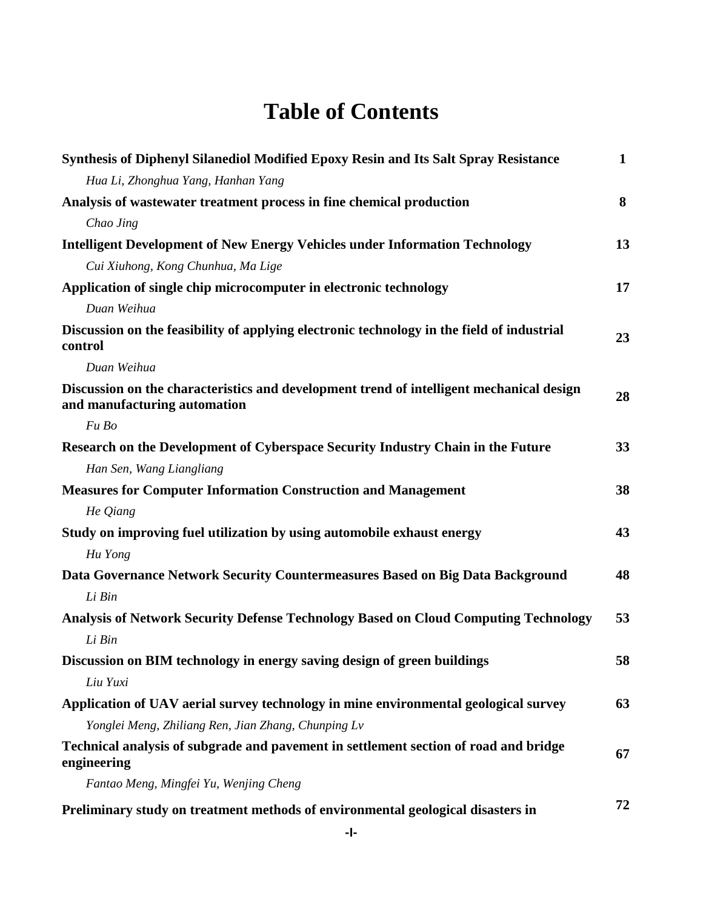# Table of Contents

| | |
|---|---|
| **Synthesis of Diphenyl Silanediol Modified Epoxy Resin and Its Salt Spray Resistance** | **1** |
| *Hua Li, Zhonghua Yang, Hanhan Yang* | |
| **Analysis of wastewater treatment process in fine chemical production** | **8** |
| *Chao Jing* | |
| **Intelligent Development of New Energy Vehicles under Information Technology** | **13** |
| *Cui Xiuhong, Kong Chunhua, Ma Lige* | |
| **Application of single chip microcomputer in electronic technology** | **17** |
| *Duan Weihua* | |
| **Discussion on the feasibility of applying electronic technology in the field of industrial control** | **23** |
| *Duan Weihua* | |
| **Discussion on the characteristics and development trend of intelligent mechanical design and manufacturing automation** | **28** |
| *Fu Bo* | |
| **Research on the Development of Cyberspace Security Industry Chain in the Future** | **33** |
| *Han Sen, Wang Liangliang* | |
| **Measures for Computer Information Construction and Management** | **38** |
| *He Qiang* | |
| **Study on improving fuel utilization by using automobile exhaust energy** | **43** |
| *Hu Yong* | |
| **Data Governance Network Security Countermeasures Based on Big Data Background** | **48** |
| *Li Bin* | |
| **Analysis of Network Security Defense Technology Based on Cloud Computing Technology** | **53** |
| *Li Bin* | |
| **Discussion on BIM technology in energy saving design of green buildings** | **58** |
| *Liu Yuxi* | |
| **Application of UAV aerial survey technology in mine environmental geological survey** | **63** |
| *Yonglei Meng, Zhiliang Ren, Jian Zhang, Chunping Lv* | |
| **Technical analysis of subgrade and pavement in settlement section of road and bridge engineering** | **67** |
| *Fantao Meng, Mingfei Yu, Wenjing Cheng* | |
| **Preliminary study on treatment methods of environmental geological disasters in** | **72** |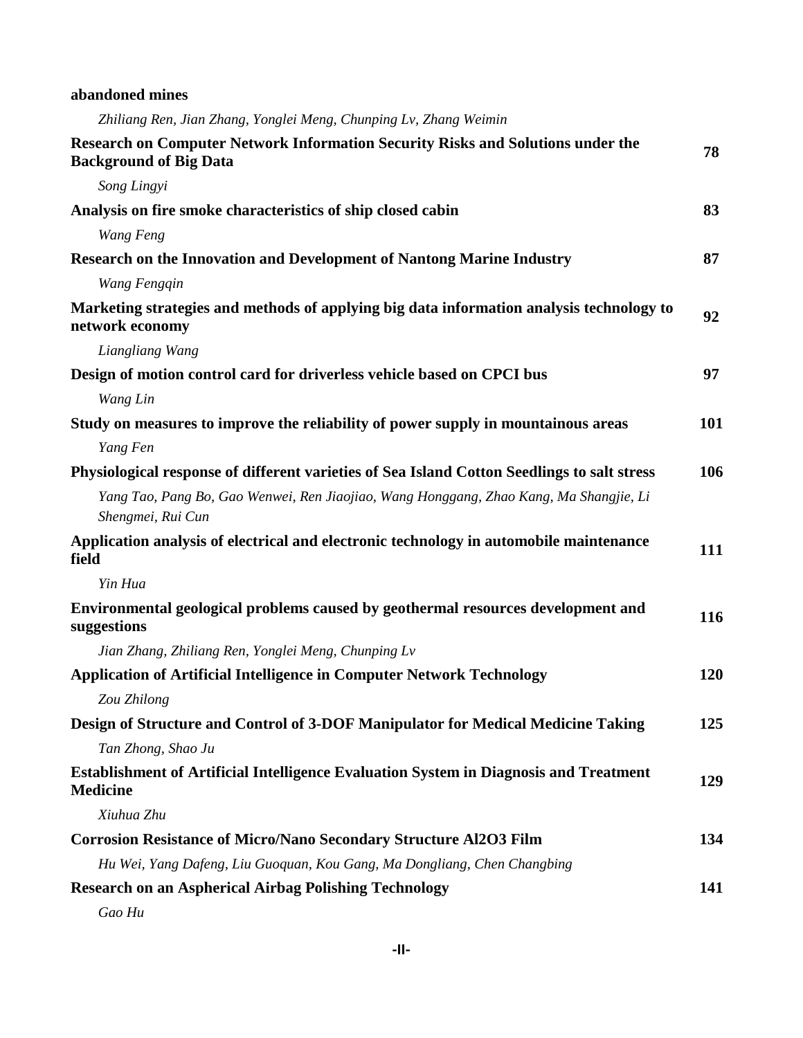**abandoned mines**

*Zhiliang Ren, Jian Zhang, Yonglei Meng, Chunping Lv, Zhang Weimin*

**Research on Computer Network Information Security Risks and Solutions under the Background of Big Data** **78**

*Song Lingyi*

**Analysis on fire smoke characteristics of ship closed cabin** **83**

*Wang Feng*

**Research on the Innovation and Development of Nantong Marine Industry** **87**

*Wang Fengqin*

**Marketing strategies and methods of applying big data information analysis technology to network economy** **92**

*Liangliang Wang*

**Design of motion control card for driverless vehicle based on CPCI bus** **97**

*Wang Lin*

**Study on measures to improve the reliability of power supply in mountainous areas** **101**

*Yang Fen*

**Physiological response of different varieties of Sea Island Cotton Seedlings to salt stress** **106**

*Yang Tao, Pang Bo, Gao Wenwei, Ren Jiaojiao, Wang Honggang, Zhao Kang, Ma Shangjie, Li Shengmei, Rui Cun*

**Application analysis of electrical and electronic technology in automobile maintenance field** **111**

*Yin Hua*

**Environmental geological problems caused by geothermal resources development and suggestions** **116**

*Jian Zhang, Zhiliang Ren, Yonglei Meng, Chunping Lv*

**Application of Artificial Intelligence in Computer Network Technology** **120**

*Zou Zhilong*

**Design of Structure and Control of 3-DOF Manipulator for Medical Medicine Taking** **125**

*Tan Zhong, Shao Ju*

**Establishment of Artificial Intelligence Evaluation System in Diagnosis and Treatment Medicine** **129**

*Xiuhua Zhu*

**Corrosion Resistance of Micro/Nano Secondary Structure Al2O3 Film** **134**

*Hu Wei, Yang Dafeng, Liu Guoquan, Kou Gang, Ma Dongliang, Chen Changbing*

**Research on an Aspherical Airbag Polishing Technology** **141**

*Gao Hu*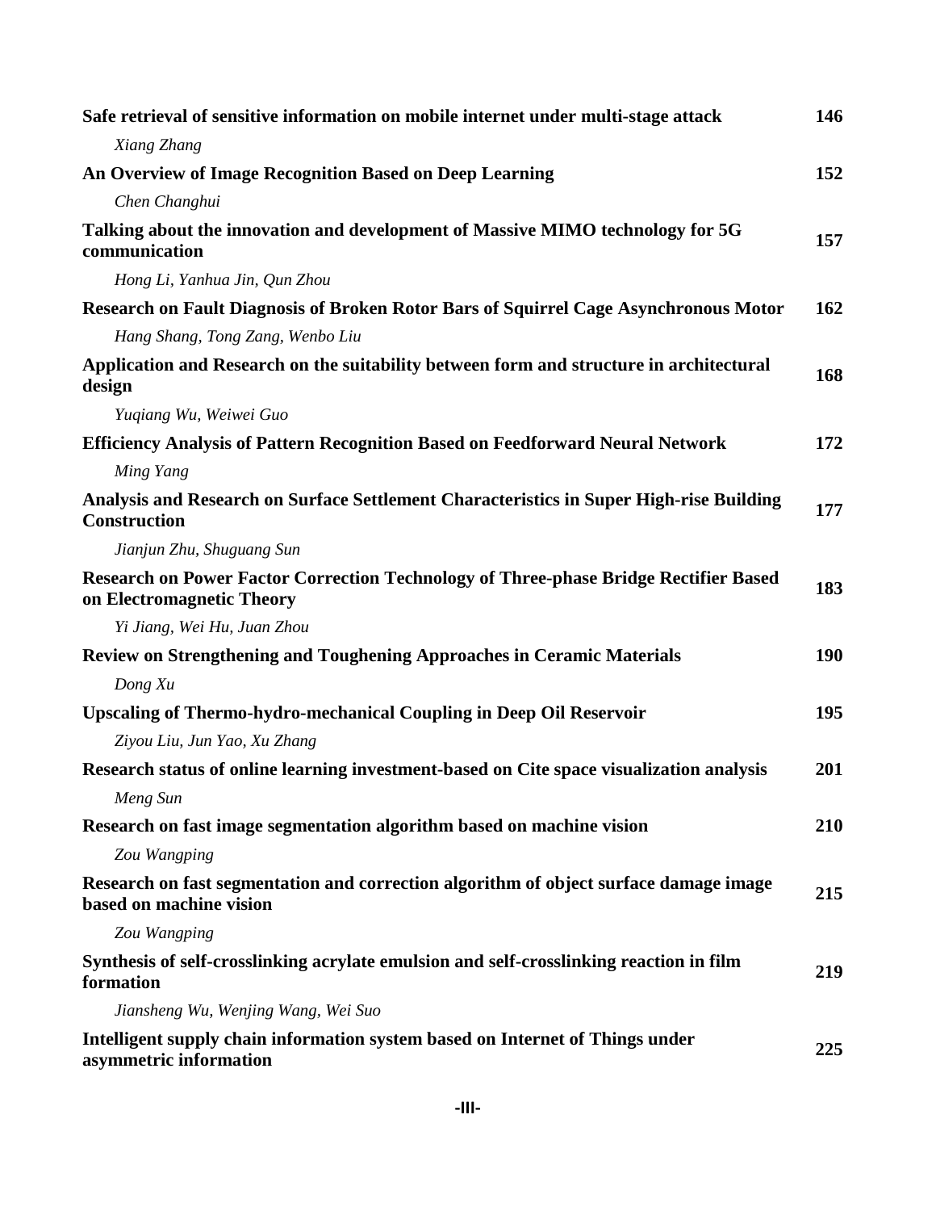| | |
|---|---|
| **Safe retrieval of sensitive information on mobile internet under multi-stage attack** | **146** |
| *Xiang Zhang* | |
| **An Overview of Image Recognition Based on Deep Learning** | **152** |
| *Chen Changhui* | |
| **Talking about the innovation and development of Massive MIMO technology for 5G communication** | **157** |
| *Hong Li, Yanhua Jin, Qun Zhou* | |
| **Research on Fault Diagnosis of Broken Rotor Bars of Squirrel Cage Asynchronous Motor** | **162** |
| *Hang Shang, Tong Zang, Wenbo Liu* | |
| **Application and Research on the suitability between form and structure in architectural design** | **168** |
| *Yuqiang Wu, Weiwei Guo* | |
| **Efficiency Analysis of Pattern Recognition Based on Feedforward Neural Network** | **172** |
| *Ming Yang* | |
| **Analysis and Research on Surface Settlement Characteristics in Super High-rise Building Construction** | **177** |
| *Jianjun Zhu, Shuguang Sun* | |
| **Research on Power Factor Correction Technology of Three-phase Bridge Rectifier Based on Electromagnetic Theory** | **183** |
| *Yi Jiang, Wei Hu, Juan Zhou* | |
| **Review on Strengthening and Toughening Approaches in Ceramic Materials** | **190** |
| *Dong Xu* | |
| **Upscaling of Thermo-hydro-mechanical Coupling in Deep Oil Reservoir** | **195** |
| *Ziyou Liu, Jun Yao, Xu Zhang* | |
| **Research status of online learning investment-based on Cite space visualization analysis** | **201** |
| *Meng Sun* | |
| **Research on fast image segmentation algorithm based on machine vision** | **210** |
| *Zou Wangping* | |
| **Research on fast segmentation and correction algorithm of object surface damage image based on machine vision** | **215** |
| *Zou Wangping* | |
| **Synthesis of self-crosslinking acrylate emulsion and self-crosslinking reaction in film formation** | **219** |
| *Jiansheng Wu, Wenjing Wang, Wei Suo* | |
| **Intelligent supply chain information system based on Internet of Things under asymmetric information** | **225** |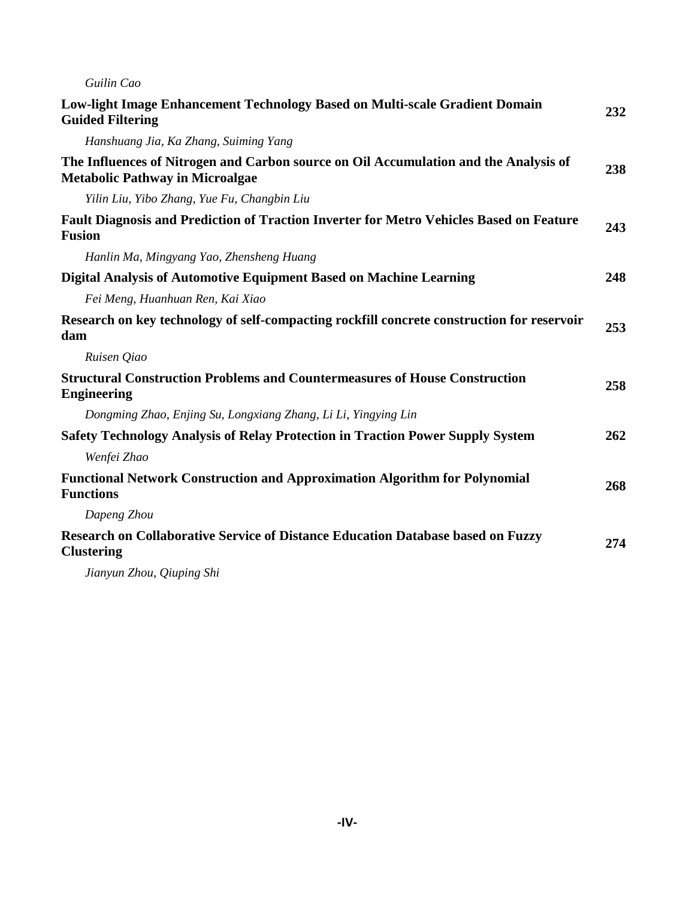*Guilin Cao*

**Low-light Image Enhancement Technology Based on Multi-scale Gradient Domain Guided Filtering** **232**

*Hanshuang Jia, Ka Zhang, Suiming Yang*

**The Influences of Nitrogen and Carbon source on Oil Accumulation and the Analysis of Metabolic Pathway in Microalgae** **238**

*Yilin Liu, Yibo Zhang, Yue Fu, Changbin Liu*

**Fault Diagnosis and Prediction of Traction Inverter for Metro Vehicles Based on Feature Fusion** **243**

*Hanlin Ma, Mingyang Yao, Zhensheng Huang*

**Digital Analysis of Automotive Equipment Based on Machine Learning** **248**

*Fei Meng, Huanhuan Ren, Kai Xiao*

**Research on key technology of self-compacting rockfill concrete construction for reservoir dam** **253**

*Ruisen Qiao*

**Structural Construction Problems and Countermeasures of House Construction Engineering** **258**

*Dongming Zhao, Enjing Su, Longxiang Zhang, Li Li, Yingying Lin*

**Safety Technology Analysis of Relay Protection in Traction Power Supply System** **262**

*Wenfei Zhao*

**Functional Network Construction and Approximation Algorithm for Polynomial Functions** **268**

*Dapeng Zhou*

**Research on Collaborative Service of Distance Education Database based on Fuzzy Clustering** **274**

*Jianyun Zhou, Qiuping Shi*